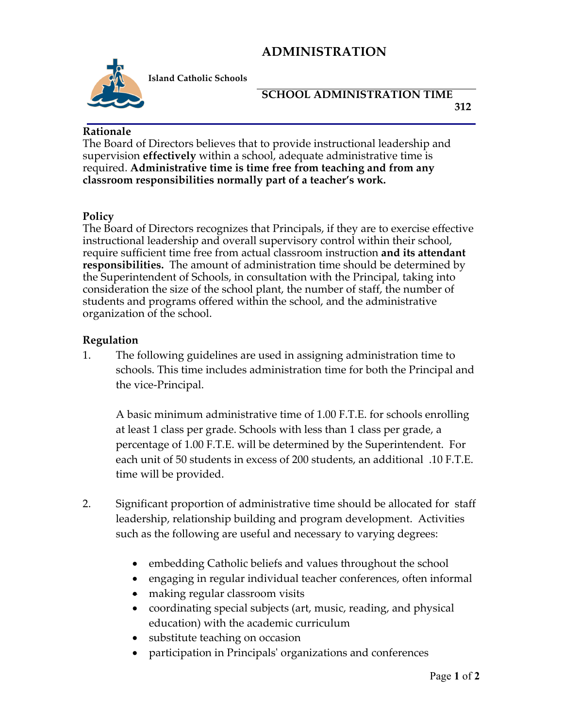# ADMINISTRATION

**Island Catholic Schools**

## SCHOOL ADMINISTRATION TIME

**312**

### Rationale

The Board of Directors believes that to provide instructional leadership and supervision **effectively** within a school, adequate administrative time is required. **Administrative time is time free from teaching and from any classroom responsibilities normally part of a teacher's work.**

### Policy

The Board of Directors recognizes that Principals, if they are to exercise effective instructional leadership and overall supervisory control within their school, require sufficient time free from actual classroom instruction **and its attendant responsibilities.** The amount of administration time should be determined by the Superintendent of Schools, in consultation with the Principal, taking into consideration the size of the school plant, the number of staff, the number of students and programs offered within the school, and the administrative organization of the school.

### Regulation

1. The following guidelines are used in assigning administration time to schools. This time includes administration time for both the Principal and the vice-Principal.

   A basic minimum administrative time of 1.00 F.T.E. for schools enrolling at least 1 class per grade. Schools with less than 1 class per grade, a percentage of 1.00 F.T.E. will be determined by the Superintendent. For each unit of 50 students in excess of 200 students, an additional .10 F.T.E. time will be provided.

2. Significant proportion of administrative time should be allocated for staff leadership, relationship building and program development. Activities such as the following are useful and necessary to varying degrees:

   - embedding Catholic beliefs and values throughout the school
   - engaging in regular individual teacher conferences, often informal
   - making regular classroom visits
   - coordinating special subjects (art, music, reading, and physical education) with the academic curriculum
   - substitute teaching on occasion
   - participation in Principals' organizations and conferences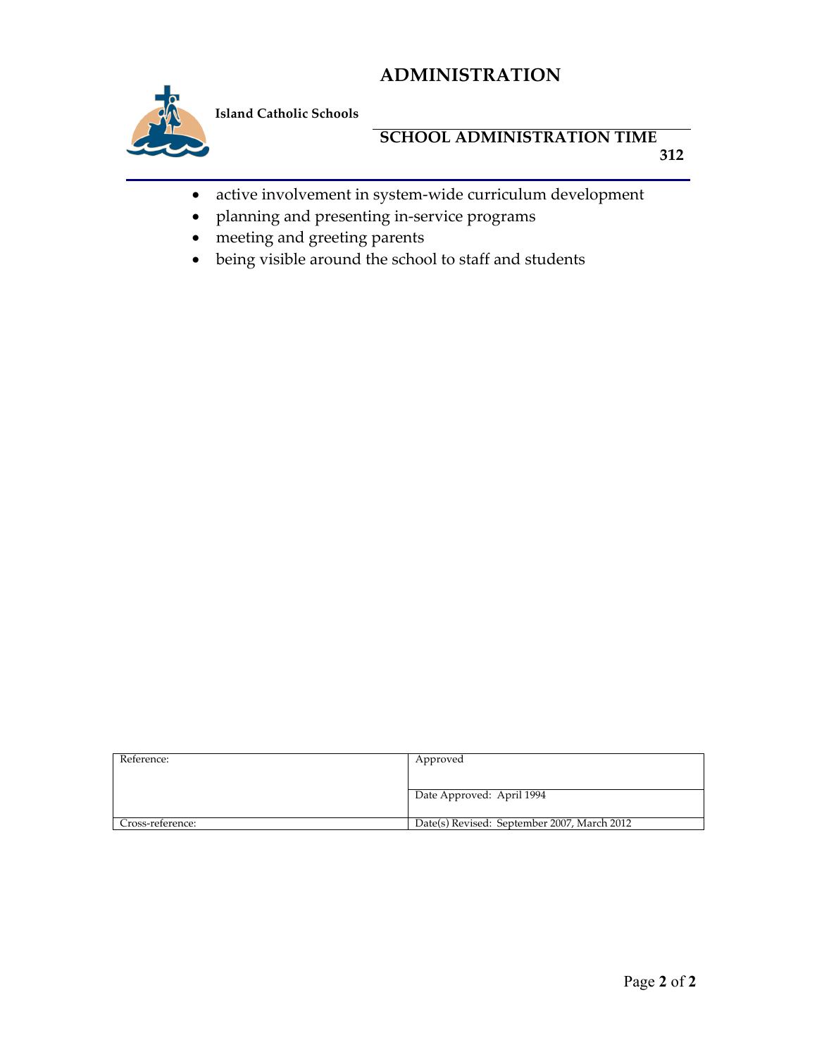- active involvement in system-wide curriculum development
- planning and presenting in-service programs
- meeting and greeting parents
- being visible around the school to staff and students

| | |
|---|---|
| Reference: | Approved |
| | Date Approved: April 1994 |
| Cross-reference: | Date(s) Revised: September 2007, March 2012 |